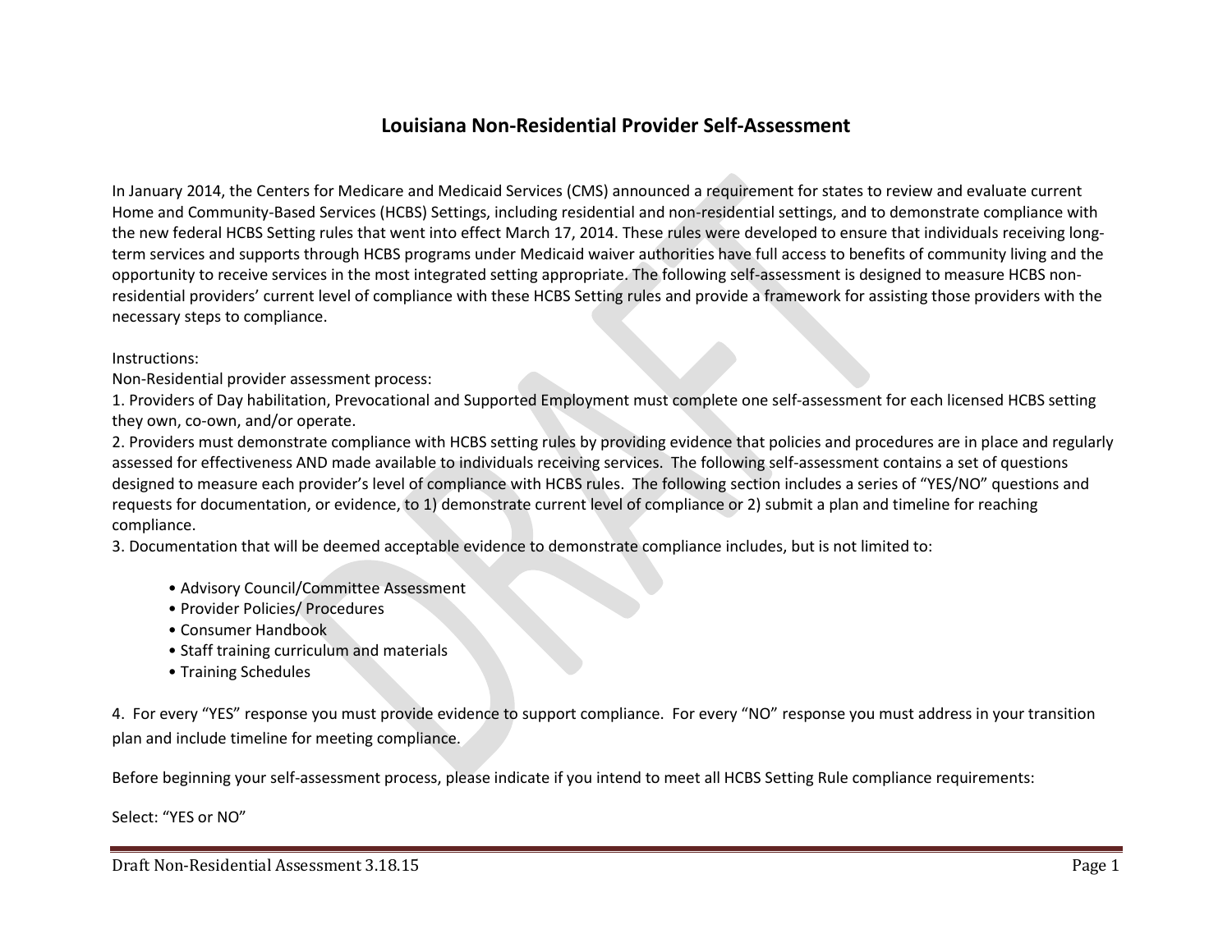# Louisiana Non-Residential Provider Self-Assessment

In January 2014, the Centers for Medicare and Medicaid Services (CMS) announced a requirement for states to review and evaluate current Home and Community-Based Services (HCBS) Settings, including residential and non-residential settings, and to demonstrate compliance with the new federal HCBS Setting rules that went into effect March 17, 2014. These rules were developed to ensure that individuals receiving long-term services and supports through HCBS programs under Medicaid waiver authorities have full access to benefits of community living and the opportunity to receive services in the most integrated setting appropriate. The following self-assessment is designed to measure HCBS non-residential providers' current level of compliance with these HCBS Setting rules and provide a framework for assisting those providers with the necessary steps to compliance.

Instructions:

Non-Residential provider assessment process:

1. Providers of Day habilitation, Prevocational and Supported Employment must complete one self-assessment for each licensed HCBS setting they own, co-own, and/or operate.
2. Providers must demonstrate compliance with HCBS setting rules by providing evidence that policies and procedures are in place and regularly assessed for effectiveness AND made available to individuals receiving services. The following self-assessment contains a set of questions designed to measure each provider's level of compliance with HCBS rules. The following section includes a series of "YES/NO" questions and requests for documentation, or evidence, to 1) demonstrate current level of compliance or 2) submit a plan and timeline for reaching compliance.
3. Documentation that will be deemed acceptable evidence to demonstrate compliance includes, but is not limited to:

    - Advisory Council/Committee Assessment
    - Provider Policies/ Procedures
    - Consumer Handbook
    - Staff training curriculum and materials
    - Training Schedules

4. For every "YES" response you must provide evidence to support compliance. For every "NO" response you must address in your transition plan and include timeline for meeting compliance.

Before beginning your self-assessment process, please indicate if you intend to meet all HCBS Setting Rule compliance requirements:

Select: "YES or NO"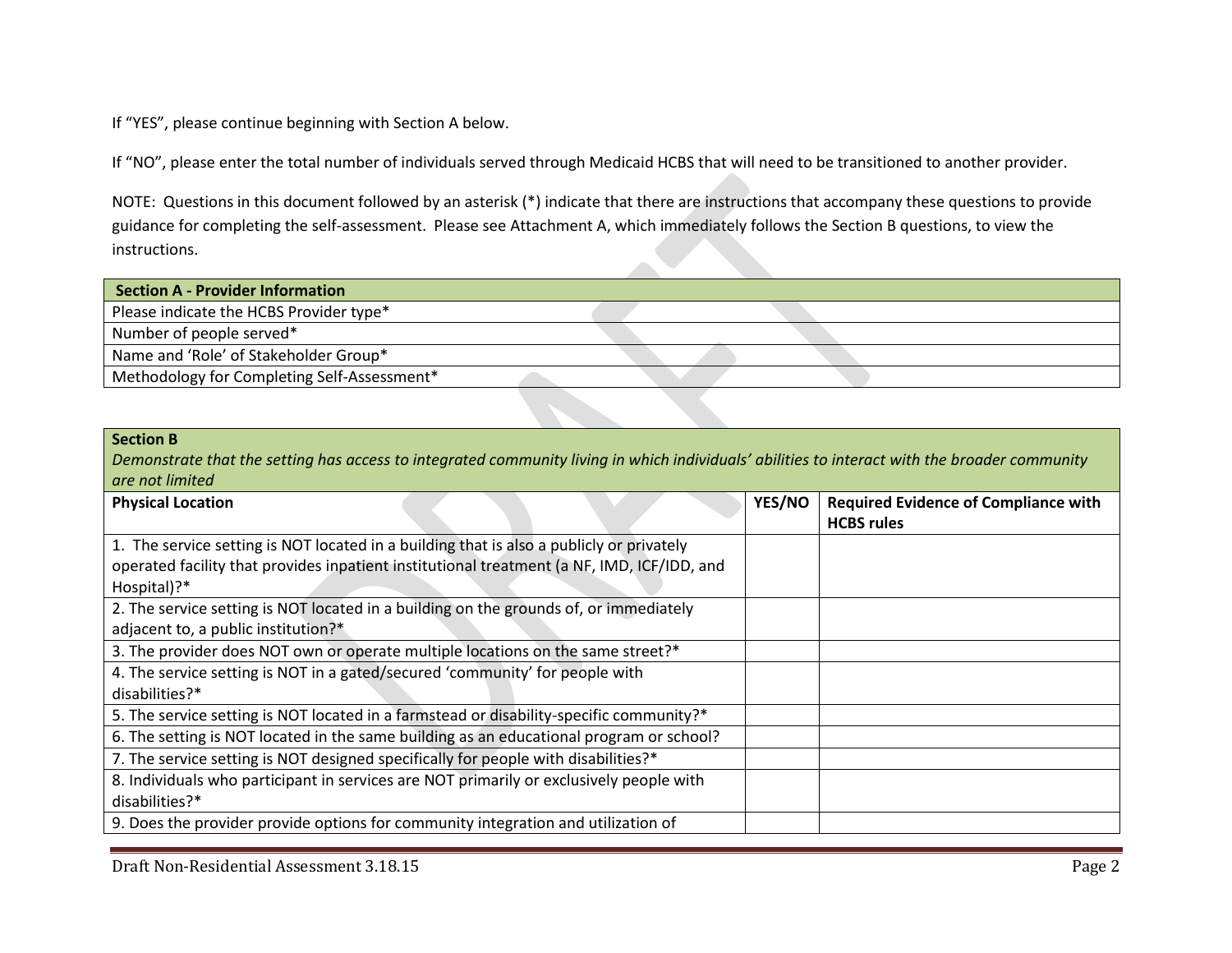If "YES", please continue beginning with Section A below.

If "NO", please enter the total number of individuals served through Medicaid HCBS that will need to be transitioned to another provider.

NOTE: Questions in this document followed by an asterisk (*) indicate that there are instructions that accompany these questions to provide guidance for completing the self-assessment. Please see Attachment A, which immediately follows the Section B questions, to view the instructions.

| **Section A - Provider Information** |
|---|
| Please indicate the HCBS Provider type* |
| Number of people served* |
| Name and 'Role' of Stakeholder Group* |
| Methodology for Completing Self-Assessment* |

| **Section B**<br>*Demonstrate that the setting has access to integrated community living in which individuals' abilities to interact with the broader community are not limited* | | |
|---|---|---|
| **Physical Location** | **YES/NO** | **Required Evidence of Compliance with HCBS rules** |
| 1. The service setting is NOT located in a building that is also a publicly or privately operated facility that provides inpatient institutional treatment (a NF, IMD, ICF/IDD, and Hospital)?* | | |
| 2. The service setting is NOT located in a building on the grounds of, or immediately adjacent to, a public institution?* | | |
| 3. The provider does NOT own or operate multiple locations on the same street?* | | |
| 4. The service setting is NOT in a gated/secured 'community' for people with disabilities?* | | |
| 5. The service setting is NOT located in a farmstead or disability-specific community?* | | |
| 6. The setting is NOT located in the same building as an educational program or school? | | |
| 7. The service setting is NOT designed specifically for people with disabilities?* | | |
| 8. Individuals who participant in services are NOT primarily or exclusively people with disabilities?* | | |
| 9. Does the provider provide options for community integration and utilization of | | |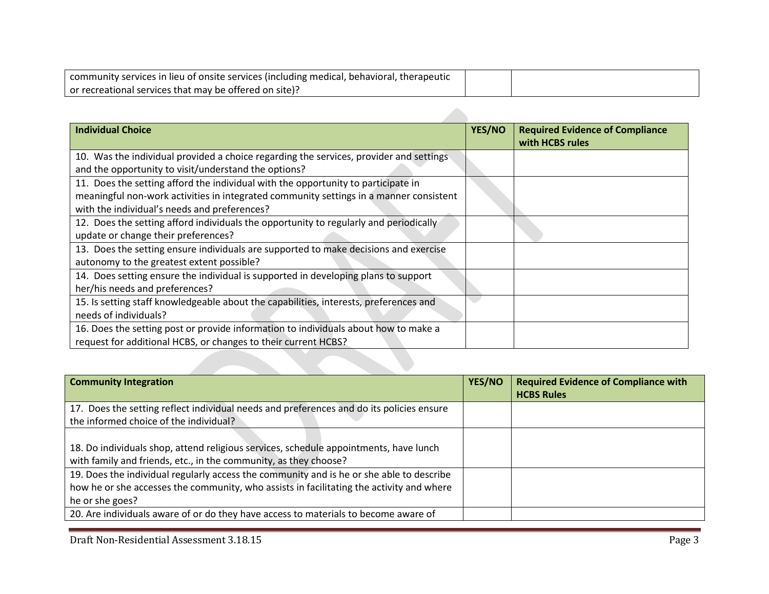| | | |
|---|---|---|
| community services in lieu of onsite services (including medical, behavioral, therapeutic or recreational services that may be offered on site)? | | |

| **Individual Choice** | **YES/NO** | **Required Evidence of Compliance with HCBS rules** |
|---|---|---|
| 10. Was the individual provided a choice regarding the services, provider and settings and the opportunity to visit/understand the options? | | |
| 11. Does the setting afford the individual with the opportunity to participate in meaningful non-work activities in integrated community settings in a manner consistent with the individual's needs and preferences? | | |
| 12. Does the setting afford individuals the opportunity to regularly and periodically update or change their preferences? | | |
| 13. Does the setting ensure individuals are supported to make decisions and exercise autonomy to the greatest extent possible? | | |
| 14. Does setting ensure the individual is supported in developing plans to support her/his needs and preferences? | | |
| 15. Is setting staff knowledgeable about the capabilities, interests, preferences and needs of individuals? | | |
| 16. Does the setting post or provide information to individuals about how to make a request for additional HCBS, or changes to their current HCBS? | | |

| **Community Integration** | **YES/NO** | **Required Evidence of Compliance with HCBS Rules** |
|---|---|---|
| 17. Does the setting reflect individual needs and preferences and do its policies ensure the informed choice of the individual? | | |
| 18. Do individuals shop, attend religious services, schedule appointments, have lunch with family and friends, etc., in the community, as they choose? | | |
| 19. Does the individual regularly access the community and is he or she able to describe how he or she accesses the community, who assists in facilitating the activity and where he or she goes? | | |
| 20. Are individuals aware of or do they have access to materials to become aware of | | |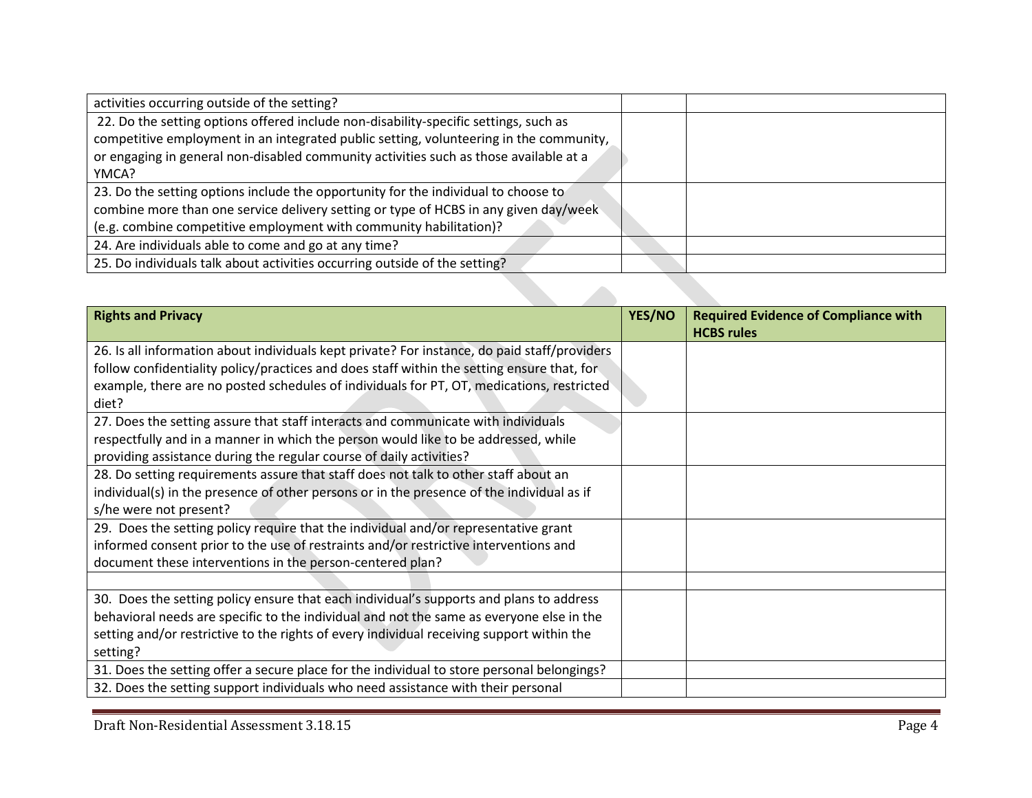| | | |
|---|---|---|
| activities occurring outside of the setting? | | |
| 22. Do the setting options offered include non-disability-specific settings, such as competitive employment in an integrated public setting, volunteering in the community, or engaging in general non-disabled community activities such as those available at a YMCA? | | |
| 23. Do the setting options include the opportunity for the individual to choose to combine more than one service delivery setting or type of HCBS in any given day/week (e.g. combine competitive employment with community habilitation)? | | |
| 24. Are individuals able to come and go at any time? | | |
| 25. Do individuals talk about activities occurring outside of the setting? | | |

| **Rights and Privacy** | **YES/NO** | **Required Evidence of Compliance with HCBS rules** |
|---|---|---|
| 26. Is all information about individuals kept private? For instance, do paid staff/providers follow confidentiality policy/practices and does staff within the setting ensure that, for example, there are no posted schedules of individuals for PT, OT, medications, restricted diet? | | |
| 27. Does the setting assure that staff interacts and communicate with individuals respectfully and in a manner in which the person would like to be addressed, while providing assistance during the regular course of daily activities? | | |
| 28. Do setting requirements assure that staff does not talk to other staff about an individual(s) in the presence of other persons or in the presence of the individual as if s/he were not present? | | |
| 29. Does the setting policy require that the individual and/or representative grant informed consent prior to the use of restraints and/or restrictive interventions and document these interventions in the person-centered plan? | | |
| | | |
| 30. Does the setting policy ensure that each individual's supports and plans to address behavioral needs are specific to the individual and not the same as everyone else in the setting and/or restrictive to the rights of every individual receiving support within the setting? | | |
| 31. Does the setting offer a secure place for the individual to store personal belongings? | | |
| 32. Does the setting support individuals who need assistance with their personal | | |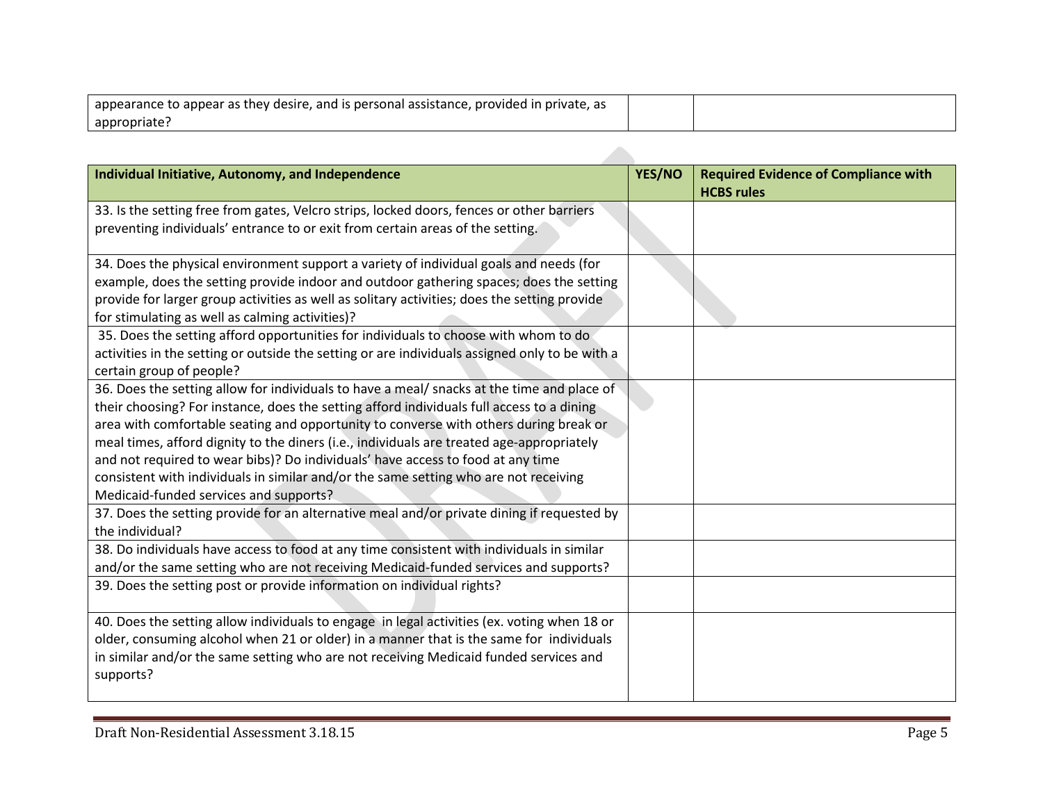| | | |
|---|---|---|
| appearance to appear as they desire, and is personal assistance, provided in private, as appropriate? | | |

| Individual Initiative, Autonomy, and Independence | YES/NO | Required Evidence of Compliance with HCBS rules |
|---|---|---|
| 33. Is the setting free from gates, Velcro strips, locked doors, fences or other barriers preventing individuals' entrance to or exit from certain areas of the setting. | | |
| 34. Does the physical environment support a variety of individual goals and needs (for example, does the setting provide indoor and outdoor gathering spaces; does the setting provide for larger group activities as well as solitary activities; does the setting provide for stimulating as well as calming activities)? | | |
| 35. Does the setting afford opportunities for individuals to choose with whom to do activities in the setting or outside the setting or are individuals assigned only to be with a certain group of people? | | |
| 36. Does the setting allow for individuals to have a meal/ snacks at the time and place of their choosing? For instance, does the setting afford individuals full access to a dining area with comfortable seating and opportunity to converse with others during break or meal times, afford dignity to the diners (i.e., individuals are treated age-appropriately and not required to wear bibs)? Do individuals' have access to food at any time consistent with individuals in similar and/or the same setting who are not receiving Medicaid-funded services and supports? | | |
| 37. Does the setting provide for an alternative meal and/or private dining if requested by the individual? | | |
| 38. Do individuals have access to food at any time consistent with individuals in similar and/or the same setting who are not receiving Medicaid-funded services and supports? | | |
| 39. Does the setting post or provide information on individual rights? | | |
| 40. Does the setting allow individuals to engage in legal activities (ex. voting when 18 or older, consuming alcohol when 21 or older) in a manner that is the same for individuals in similar and/or the same setting who are not receiving Medicaid funded services and supports? | | |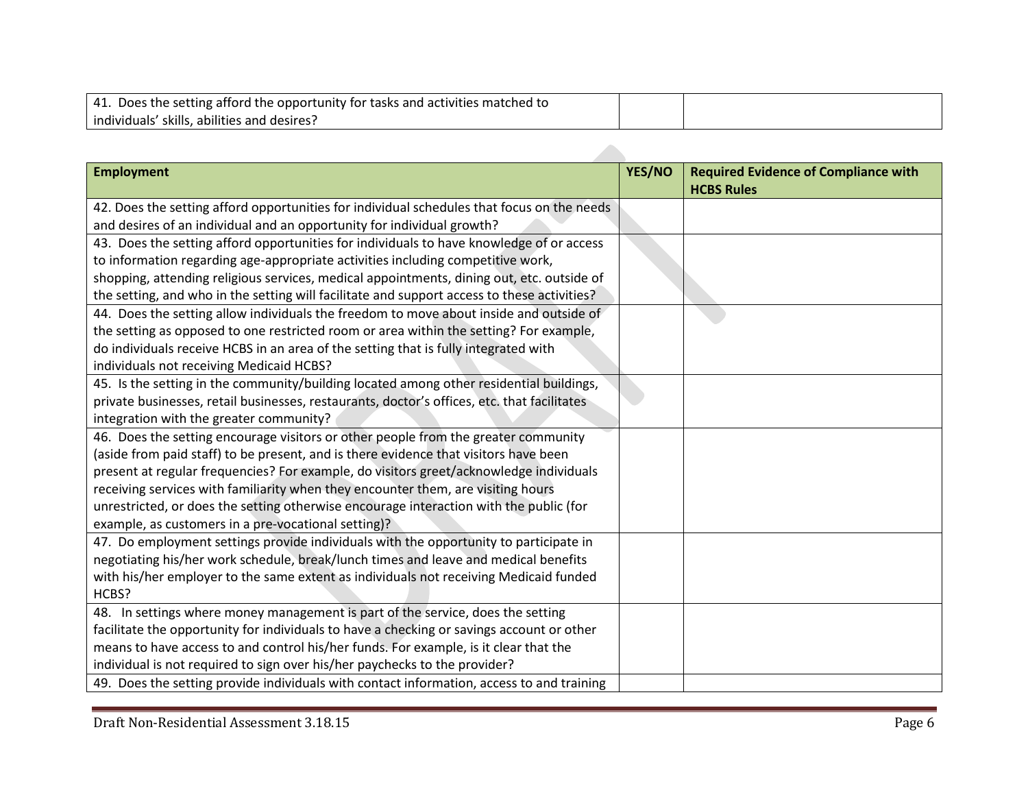| | | |
|---|---|---|
| 41. Does the setting afford the opportunity for tasks and activities matched to individuals' skills, abilities and desires? | | |

| **Employment** | **YES/NO** | **Required Evidence of Compliance with HCBS Rules** |
|---|---|---|
| 42. Does the setting afford opportunities for individual schedules that focus on the needs and desires of an individual and an opportunity for individual growth? | | |
| 43. Does the setting afford opportunities for individuals to have knowledge of or access to information regarding age-appropriate activities including competitive work, shopping, attending religious services, medical appointments, dining out, etc. outside of the setting, and who in the setting will facilitate and support access to these activities? | | |
| 44. Does the setting allow individuals the freedom to move about inside and outside of the setting as opposed to one restricted room or area within the setting? For example, do individuals receive HCBS in an area of the setting that is fully integrated with individuals not receiving Medicaid HCBS? | | |
| 45. Is the setting in the community/building located among other residential buildings, private businesses, retail businesses, restaurants, doctor's offices, etc. that facilitates integration with the greater community? | | |
| 46. Does the setting encourage visitors or other people from the greater community (aside from paid staff) to be present, and is there evidence that visitors have been present at regular frequencies? For example, do visitors greet/acknowledge individuals receiving services with familiarity when they encounter them, are visiting hours unrestricted, or does the setting otherwise encourage interaction with the public (for example, as customers in a pre-vocational setting)? | | |
| 47. Do employment settings provide individuals with the opportunity to participate in negotiating his/her work schedule, break/lunch times and leave and medical benefits with his/her employer to the same extent as individuals not receiving Medicaid funded HCBS? | | |
| 48. In settings where money management is part of the service, does the setting facilitate the opportunity for individuals to have a checking or savings account or other means to have access to and control his/her funds. For example, is it clear that the individual is not required to sign over his/her paychecks to the provider? | | |
| 49. Does the setting provide individuals with contact information, access to and training | | |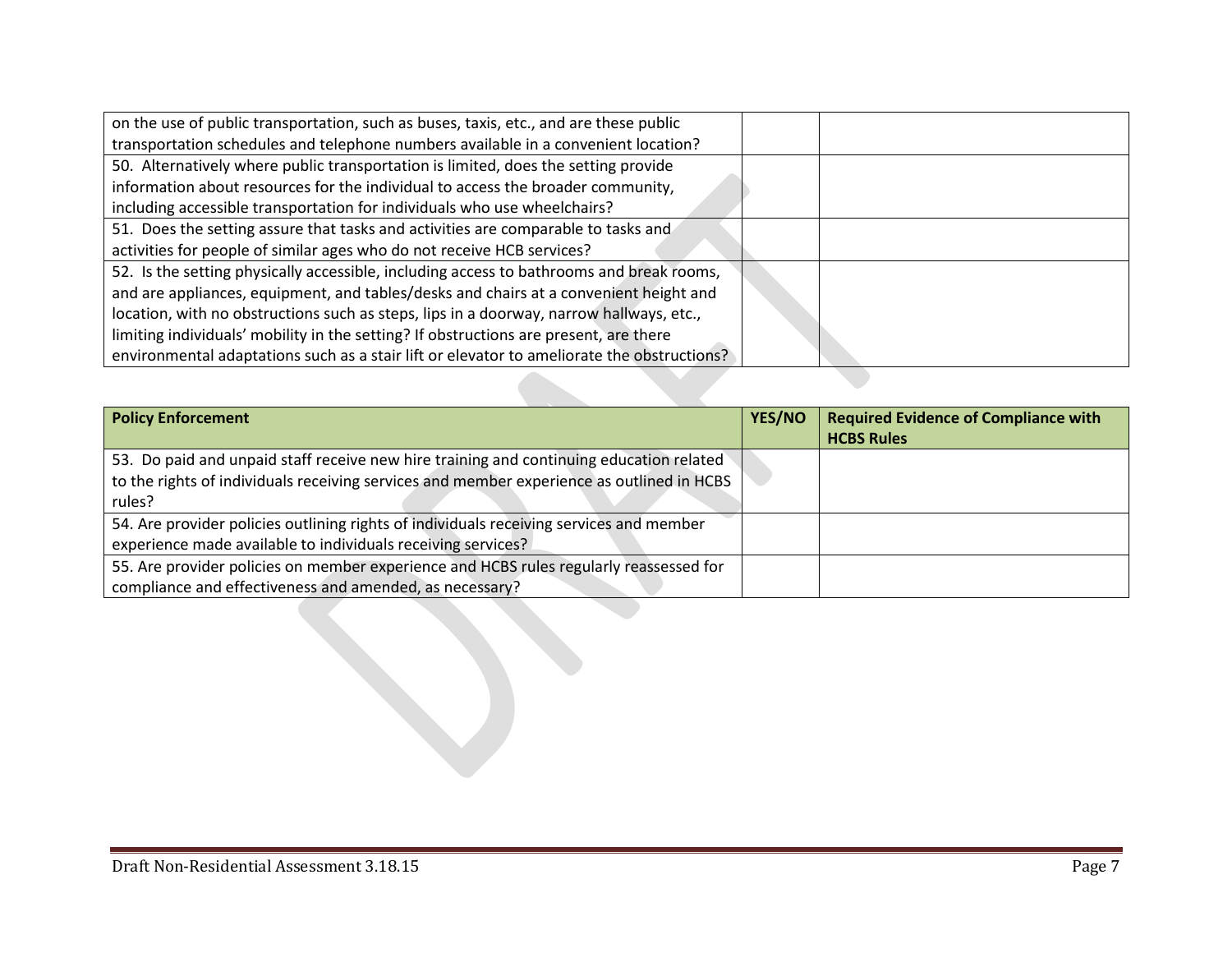| | | |
|---|---|---|
| on the use of public transportation, such as buses, taxis, etc., and are these public transportation schedules and telephone numbers available in a convenient location? | | |
| 50. Alternatively where public transportation is limited, does the setting provide information about resources for the individual to access the broader community, including accessible transportation for individuals who use wheelchairs? | | |
| 51. Does the setting assure that tasks and activities are comparable to tasks and activities for people of similar ages who do not receive HCB services? | | |
| 52. Is the setting physically accessible, including access to bathrooms and break rooms, and are appliances, equipment, and tables/desks and chairs at a convenient height and location, with no obstructions such as steps, lips in a doorway, narrow hallways, etc., limiting individuals' mobility in the setting? If obstructions are present, are there environmental adaptations such as a stair lift or elevator to ameliorate the obstructions? | | |

| **Policy Enforcement** | **YES/NO** | **Required Evidence of Compliance with HCBS Rules** |
|---|---|---|
| 53. Do paid and unpaid staff receive new hire training and continuing education related to the rights of individuals receiving services and member experience as outlined in HCBS rules? | | |
| 54. Are provider policies outlining rights of individuals receiving services and member experience made available to individuals receiving services? | | |
| 55. Are provider policies on member experience and HCBS rules regularly reassessed for compliance and effectiveness and amended, as necessary? | | |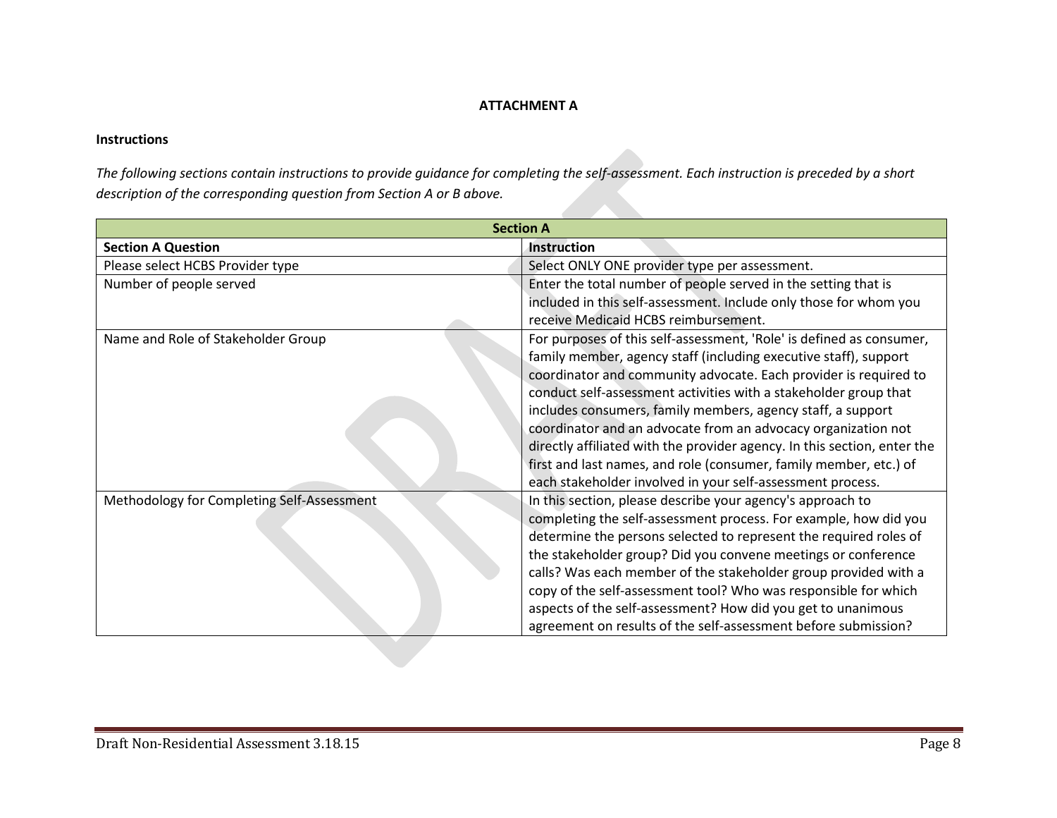**ATTACHMENT A**

**Instructions**

*The following sections contain instructions to provide guidance for completing the self-assessment. Each instruction is preceded by a short description of the corresponding question from Section A or B above.*

| **Section A** | |
|---|---|
| **Section A Question** | **Instruction** |
| Please select HCBS Provider type | Select ONLY ONE provider type per assessment. |
| Number of people served | Enter the total number of people served in the setting that is included in this self-assessment. Include only those for whom you receive Medicaid HCBS reimbursement. |
| Name and Role of Stakeholder Group | For purposes of this self-assessment, 'Role' is defined as consumer, family member, agency staff (including executive staff), support coordinator and community advocate. Each provider is required to conduct self-assessment activities with a stakeholder group that includes consumers, family members, agency staff, a support coordinator and an advocate from an advocacy organization not directly affiliated with the provider agency. In this section, enter the first and last names, and role (consumer, family member, etc.) of each stakeholder involved in your self-assessment process. |
| Methodology for Completing Self-Assessment | In this section, please describe your agency's approach to completing the self-assessment process. For example, how did you determine the persons selected to represent the required roles of the stakeholder group? Did you convene meetings or conference calls? Was each member of the stakeholder group provided with a copy of the self-assessment tool? Who was responsible for which aspects of the self-assessment? How did you get to unanimous agreement on results of the self-assessment before submission? |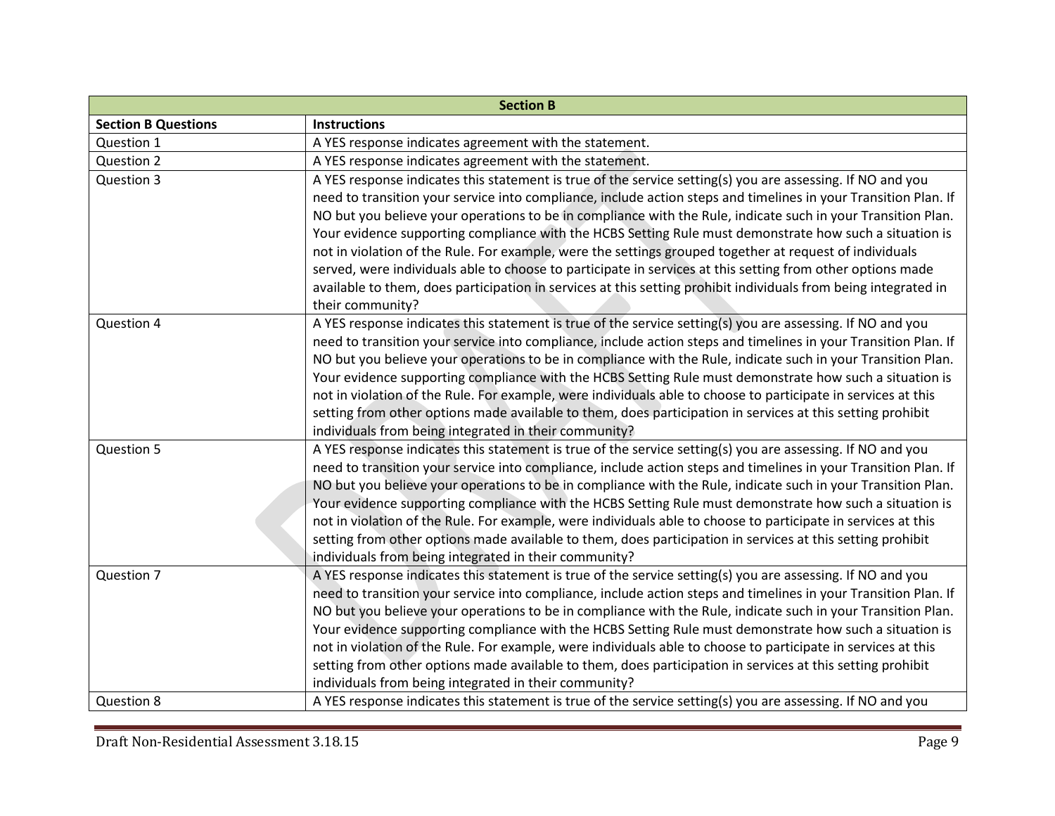| Section B | |
|---|---|
| **Section B Questions** | **Instructions** |
| Question 1 | A YES response indicates agreement with the statement. |
| Question 2 | A YES response indicates agreement with the statement. |
| Question 3 | A YES response indicates this statement is true of the service setting(s) you are assessing. If NO and you need to transition your service into compliance, include action steps and timelines in your Transition Plan. If NO but you believe your operations to be in compliance with the Rule, indicate such in your Transition Plan. Your evidence supporting compliance with the HCBS Setting Rule must demonstrate how such a situation is not in violation of the Rule. For example, were the settings grouped together at request of individuals served, were individuals able to choose to participate in services at this setting from other options made available to them, does participation in services at this setting prohibit individuals from being integrated in their community? |
| Question 4 | A YES response indicates this statement is true of the service setting(s) you are assessing. If NO and you need to transition your service into compliance, include action steps and timelines in your Transition Plan. If NO but you believe your operations to be in compliance with the Rule, indicate such in your Transition Plan. Your evidence supporting compliance with the HCBS Setting Rule must demonstrate how such a situation is not in violation of the Rule. For example, were individuals able to choose to participate in services at this setting from other options made available to them, does participation in services at this setting prohibit individuals from being integrated in their community? |
| Question 5 | A YES response indicates this statement is true of the service setting(s) you are assessing. If NO and you need to transition your service into compliance, include action steps and timelines in your Transition Plan. If NO but you believe your operations to be in compliance with the Rule, indicate such in your Transition Plan. Your evidence supporting compliance with the HCBS Setting Rule must demonstrate how such a situation is not in violation of the Rule. For example, were individuals able to choose to participate in services at this setting from other options made available to them, does participation in services at this setting prohibit individuals from being integrated in their community? |
| Question 7 | A YES response indicates this statement is true of the service setting(s) you are assessing. If NO and you need to transition your service into compliance, include action steps and timelines in your Transition Plan. If NO but you believe your operations to be in compliance with the Rule, indicate such in your Transition Plan. Your evidence supporting compliance with the HCBS Setting Rule must demonstrate how such a situation is not in violation of the Rule. For example, were individuals able to choose to participate in services at this setting from other options made available to them, does participation in services at this setting prohibit individuals from being integrated in their community? |
| Question 8 | A YES response indicates this statement is true of the service setting(s) you are assessing. If NO and you |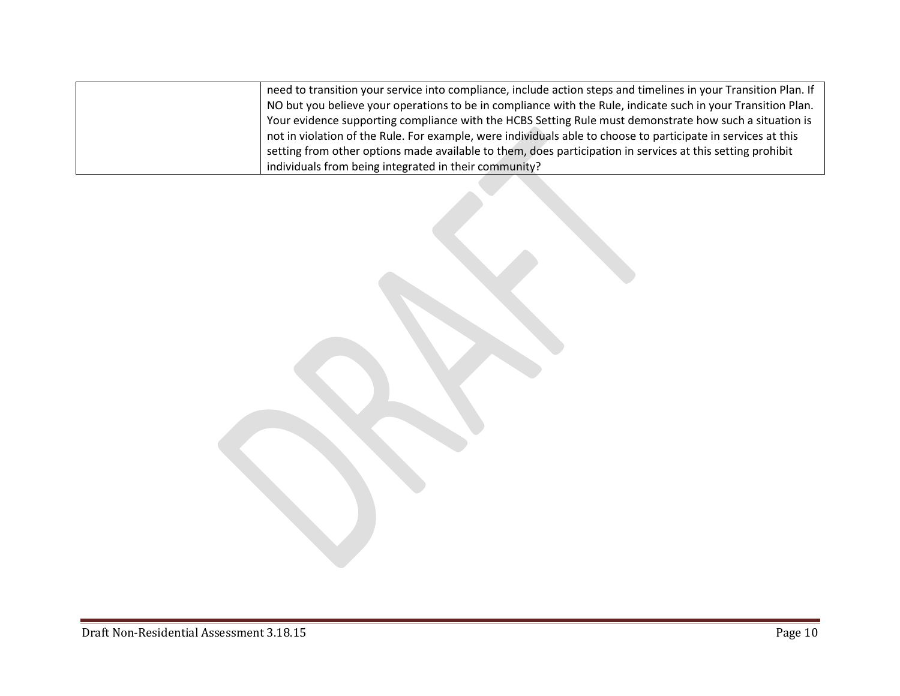| | |
|---|---|
| | need to transition your service into compliance, include action steps and timelines in your Transition Plan. If NO but you believe your operations to be in compliance with the Rule, indicate such in your Transition Plan. Your evidence supporting compliance with the HCBS Setting Rule must demonstrate how such a situation is not in violation of the Rule. For example, were individuals able to choose to participate in services at this setting from other options made available to them, does participation in services at this setting prohibit individuals from being integrated in their community? |